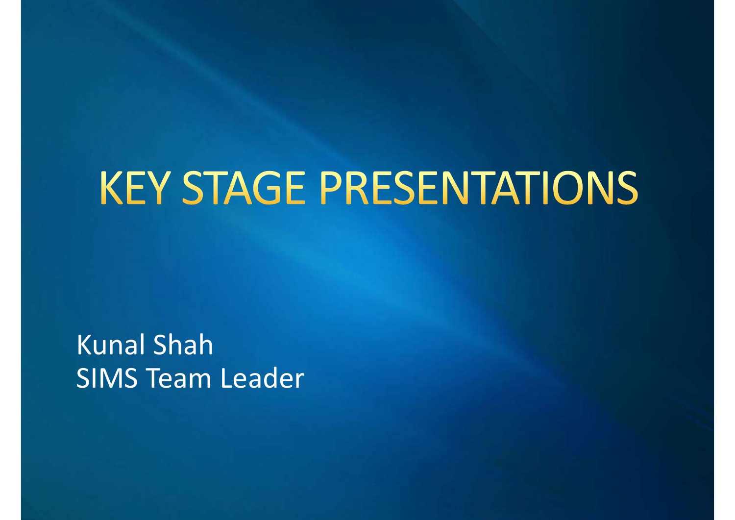# KEY STAGE PRESENTATIONS

Kunal Shah
SIMS Team Leader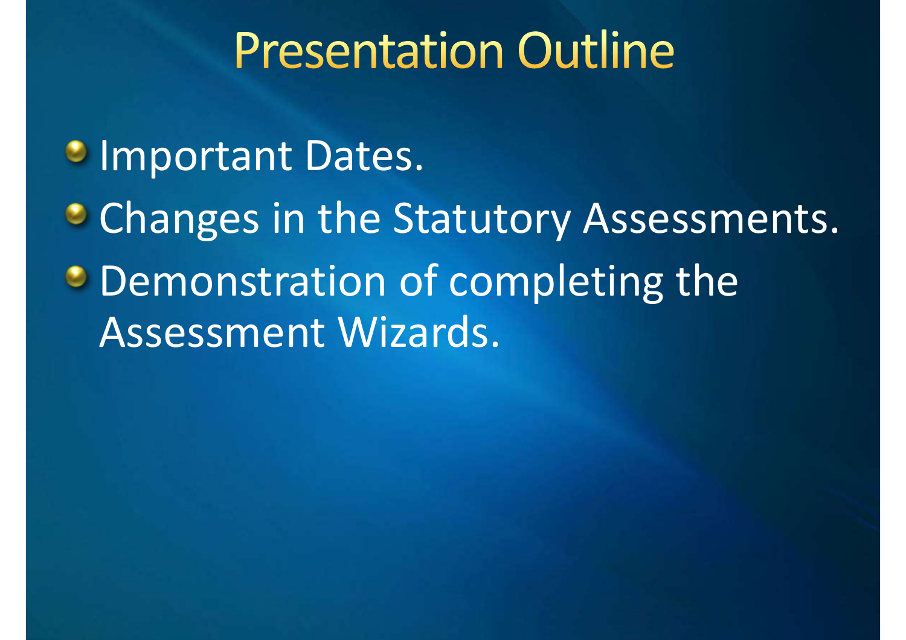# Presentation Outline

- Important Dates.
- Changes in the Statutory Assessments.
- Demonstration of completing the Assessment Wizards.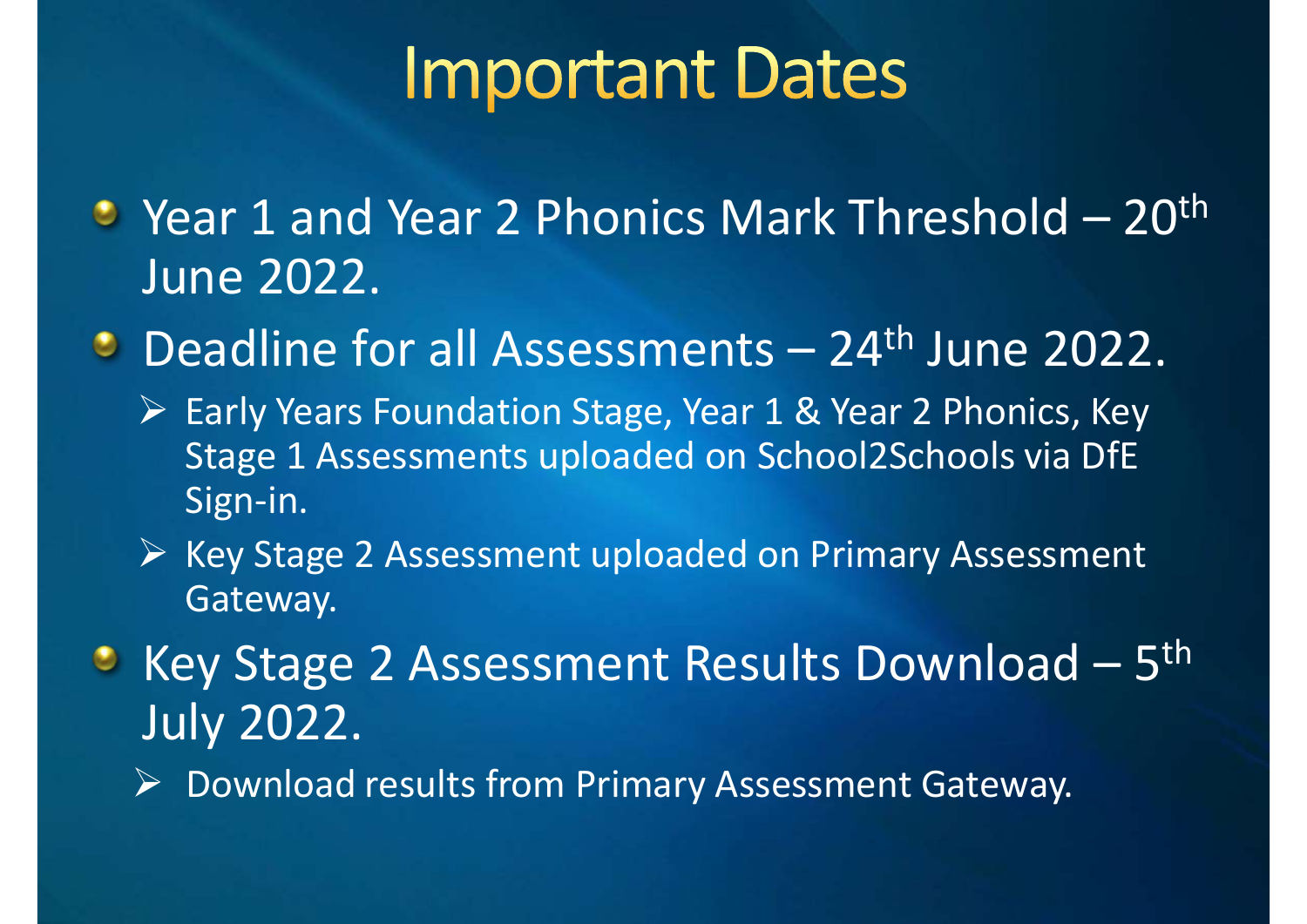# Important Dates

- Year 1 and Year 2 Phonics Mark Threshold – 20th June 2022.
- Deadline for all Assessments – 24th June 2022.
  - Early Years Foundation Stage, Year 1 & Year 2 Phonics, Key Stage 1 Assessments uploaded on School2Schools via DfE Sign-in.
  - Key Stage 2 Assessment uploaded on Primary Assessment Gateway.
- Key Stage 2 Assessment Results Download – 5th July 2022.
  - Download results from Primary Assessment Gateway.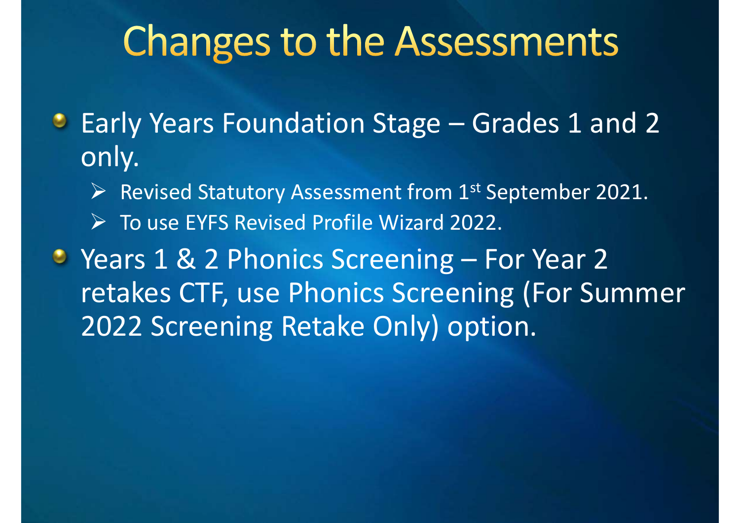# Changes to the Assessments

- Early Years Foundation Stage – Grades 1 and 2 only.
  - Revised Statutory Assessment from 1st September 2021.
  - To use EYFS Revised Profile Wizard 2022.
- Years 1 & 2 Phonics Screening – For Year 2 retakes CTF, use Phonics Screening (For Summer 2022 Screening Retake Only) option.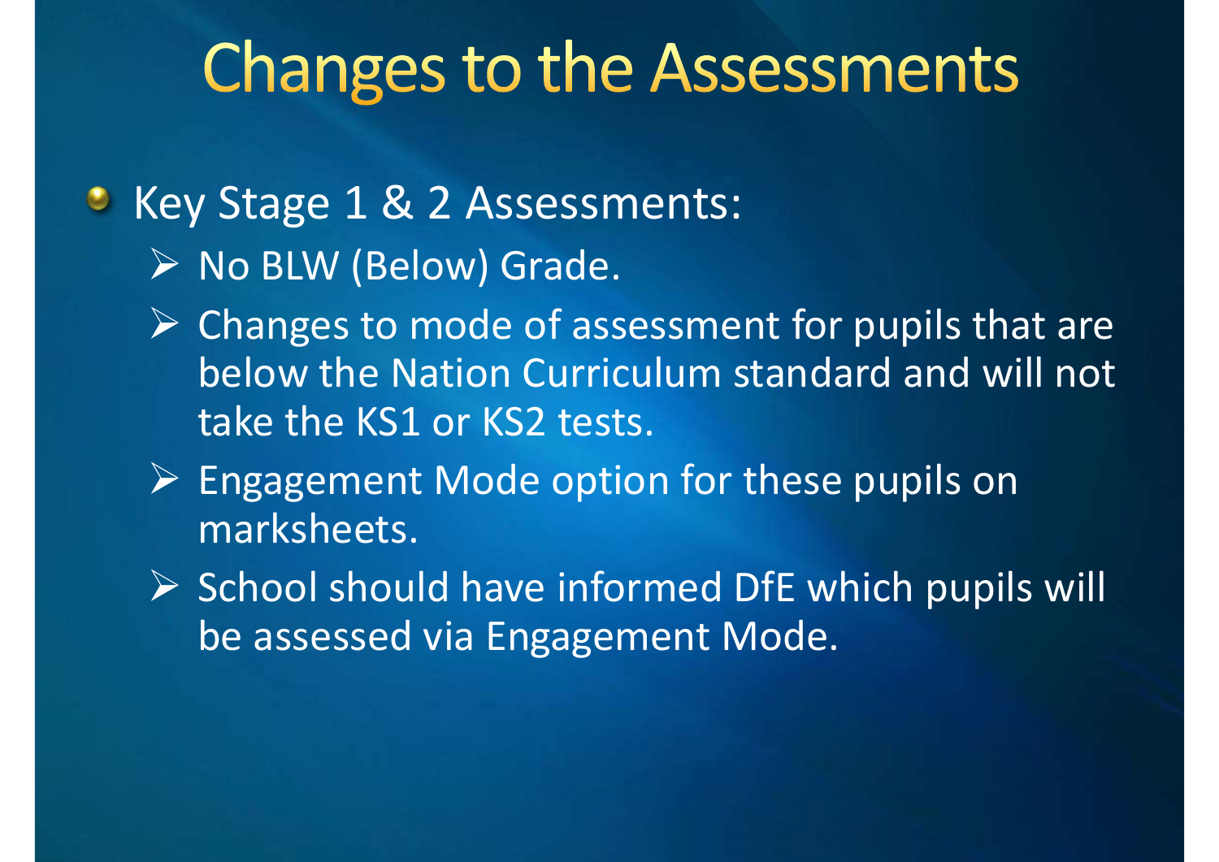# Changes to the Assessments

- Key Stage 1 & 2 Assessments:
  - No BLW (Below) Grade.
  - Changes to mode of assessment for pupils that are below the Nation Curriculum standard and will not take the KS1 or KS2 tests.
  - Engagement Mode option for these pupils on marksheets.
  - School should have informed DfE which pupils will be assessed via Engagement Mode.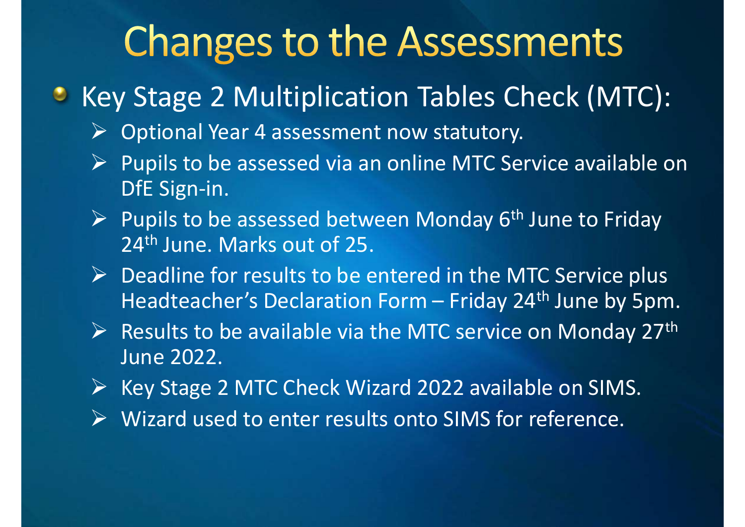# Changes to the Assessments

- Key Stage 2 Multiplication Tables Check (MTC):
  - Optional Year 4 assessment now statutory.
  - Pupils to be assessed via an online MTC Service available on DfE Sign-in.
  - Pupils to be assessed between Monday 6th June to Friday 24th June. Marks out of 25.
  - Deadline for results to be entered in the MTC Service plus Headteacher's Declaration Form – Friday 24th June by 5pm.
  - Results to be available via the MTC service on Monday 27th June 2022.
  - Key Stage 2 MTC Check Wizard 2022 available on SIMS.
  - Wizard used to enter results onto SIMS for reference.